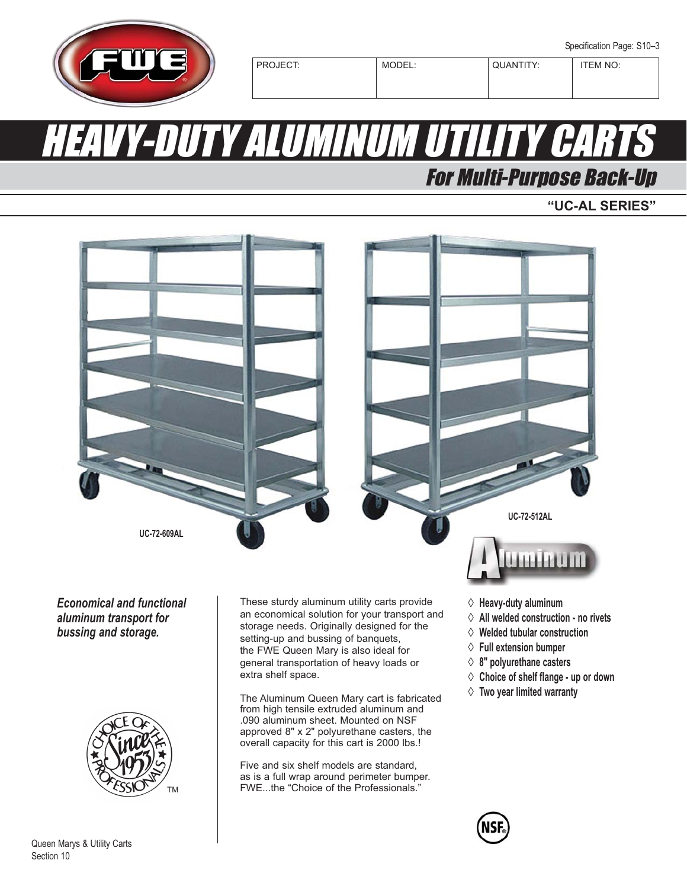Specification Page: S10–3

| PROJECT: | MODEL: | QUANTITY: | ITEM NO: |
| --- | --- | --- | --- |
| | | | |

# HEAVY-DUTY ALUMINUM UTILITY CARTS

## For Multi-Purpose Back-Up

**“UC-AL SERIES”**

UC-72-609AL

UC-72-512AL

***Economical and functional aluminum transport for bussing and storage.***

These sturdy aluminum utility carts provide an economical solution for your transport and storage needs. Originally designed for the setting-up and bussing of banquets, the FWE Queen Mary is also ideal for general transportation of heavy loads or extra shelf space.

The Aluminum Queen Mary cart is fabricated from high tensile extruded aluminum and .090 aluminum sheet. Mounted on NSF approved 8" x 2" polyurethane casters, the overall capacity for this cart is 2000 lbs.!

Five and six shelf models are standard, as is a full wrap around perimeter bumper. FWE...the “Choice of the Professionals.”

- **Heavy-duty aluminum**
- **All welded construction - no rivets**
- **Welded tubular construction**
- **Full extension bumper**
- **8" polyurethane casters**
- **Choice of shelf flange - up or down**
- **Two year limited warranty**

Queen Marys & Utility Carts
Section 10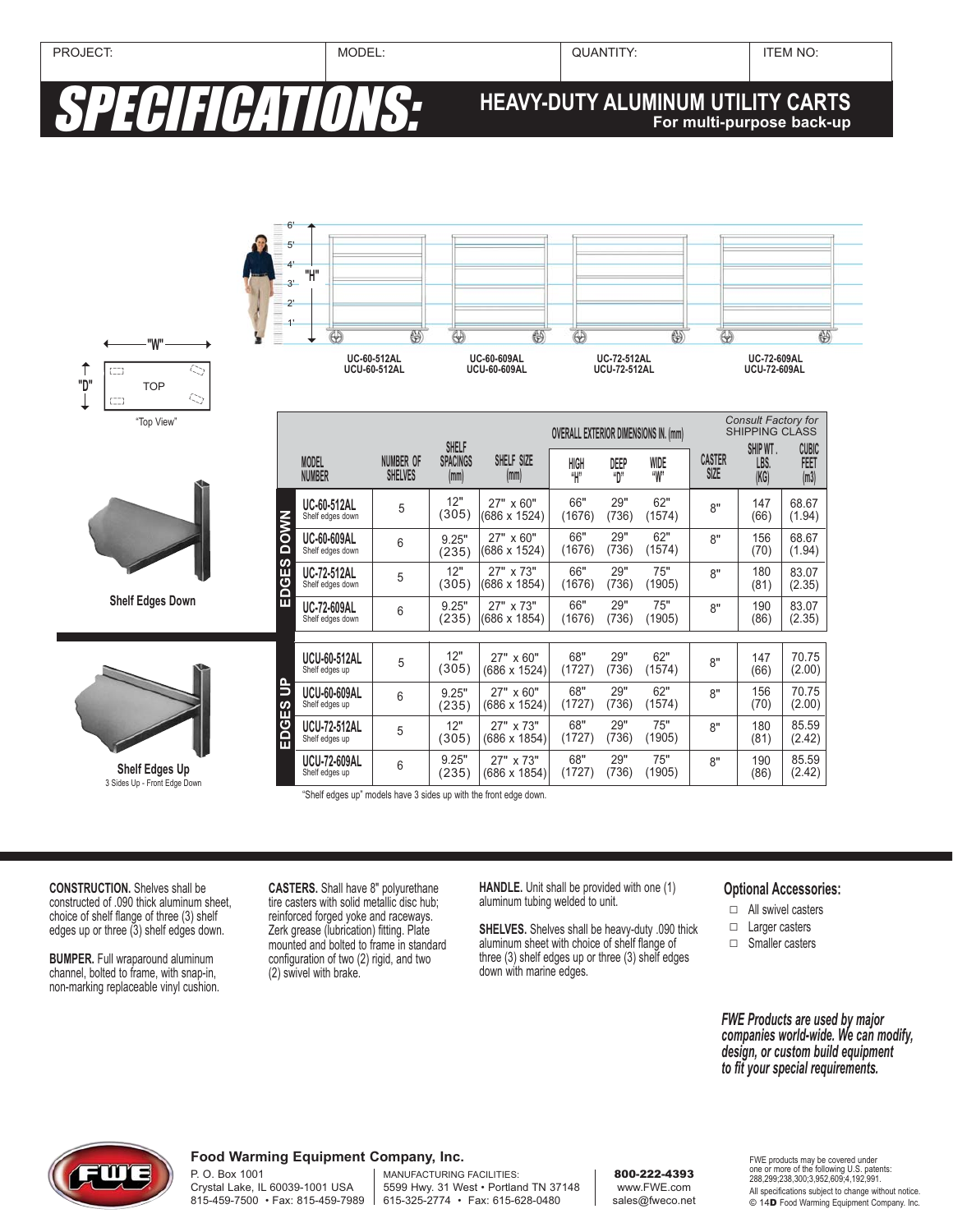PROJECT: | MODEL: | QUANTITY: | ITEM NO:

# SPECIFICATIONS:

## HEAVY-DUTY ALUMINUM UTILITY CARTS

**For multi-purpose back-up**

6'
5'
4'
"H"
3'
2'
1'

UC-60-512AL
UCU-60-512AL

UC-60-609AL
UCU-60-609AL

UC-72-512AL
UCU-72-512AL

UC-72-609AL
UCU-72-609AL

"W"
"D"
TOP
"Top View"

**Shelf Edges Down**

**Shelf Edges Up**
3 Sides Up - Front Edge Down

| | MODEL NUMBER | NUMBER OF SHELVES | SHELF SPACINGS (mm) | SHELF SIZE (mm) | OVERALL EXTERIOR DIMENSIONS IN. (mm) HIGH "H" | DEEP "D" | WIDE "W" | CASTER SIZE | Consult Factory for SHIPPING CLASS SHIP WT. LBS. (KG) | CUBIC FEET (m3) |
|---|---|---|---|---|---|---|---|---|---|---|
| EDGES DOWN | **UC-60-512AL** Shelf edges down | 5 | 12" (305) | 27" x 60" (686 x 1524) | 66" (1676) | 29" (736) | 62" (1574) | 8" | 147 (66) | 68.67 (1.94) |
| EDGES DOWN | **UC-60-609AL** Shelf edges down | 6 | 9.25" (235) | 27" x 60" (686 x 1524) | 66" (1676) | 29" (736) | 62" (1574) | 8" | 156 (70) | 68.67 (1.94) |
| EDGES DOWN | **UC-72-512AL** Shelf edges down | 5 | 12" (305) | 27" x 73" (686 x 1854) | 66" (1676) | 29" (736) | 75" (1905) | 8" | 180 (81) | 83.07 (2.35) |
| EDGES DOWN | **UC-72-609AL** Shelf edges down | 6 | 9.25" (235) | 27" x 73" (686 x 1854) | 66" (1676) | 29" (736) | 75" (1905) | 8" | 190 (86) | 83.07 (2.35) |
| EDGES UP | **UCU-60-512AL** Shelf edges up | 5 | 12" (305) | 27" x 60" (686 x 1524) | 68" (1727) | 29" (736) | 62" (1574) | 8" | 147 (66) | 70.75 (2.00) |
| EDGES UP | **UCU-60-609AL** Shelf edges up | 6 | 9.25" (235) | 27" x 60" (686 x 1524) | 68" (1727) | 29" (736) | 62" (1574) | 8" | 156 (70) | 70.75 (2.00) |
| EDGES UP | **UCU-72-512AL** Shelf edges up | 5 | 12" (305) | 27" x 73" (686 x 1854) | 68" (1727) | 29" (736) | 75" (1905) | 8" | 180 (81) | 85.59 (2.42) |
| EDGES UP | **UCU-72-609AL** Shelf edges up | 6 | 9.25" (235) | 27" x 73" (686 x 1854) | 68" (1727) | 29" (736) | 75" (1905) | 8" | 190 (86) | 85.59 (2.42) |

"Shelf edges up" models have 3 sides up with the front edge down.

**CONSTRUCTION.** Shelves shall be constructed of .090 thick aluminum sheet, choice of shelf flange of three (3) shelf edges up or three (3) shelf edges down.

**BUMPER.** Full wraparound aluminum channel, bolted to frame, with snap-in, non-marking replaceable vinyl cushion.

**CASTERS.** Shall have 8" polyurethane tire casters with solid metallic disc hub; reinforced forged yoke and raceways. Zerk grease (lubrication) fitting. Plate mounted and bolted to frame in standard configuration of two (2) rigid, and two (2) swivel with brake.

**HANDLE.** Unit shall be provided with one (1) aluminum tubing welded to unit.

**SHELVES.** Shelves shall be heavy-duty .090 thick aluminum sheet with choice of shelf flange of three (3) shelf edges up or three (3) shelf edges down with marine edges.

### Optional Accessories:

- ☐ All swivel casters
- ☐ Larger casters
- ☐ Smaller casters

***FWE Products are used by major companies world-wide. We can modify, design, or custom build equipment to fit your special requirements.***

**Food Warming Equipment Company, Inc.**
P. O. Box 1001
Crystal Lake, IL 60039-1001 USA
815-459-7500 • Fax: 815-459-7989

MANUFACTURING FACILITIES:
5599 Hwy. 31 West • Portland TN 37148
615-325-2774 • Fax: 615-628-0480

**800-222-4393**
www.FWE.com
sales@fweco.net

FWE products may be covered under one or more of the following U.S. patents: 288,299;238,300;3,952,609;4,192,991.
All specifications subject to change without notice.
© 14D Food Warming Equipment Company. Inc.